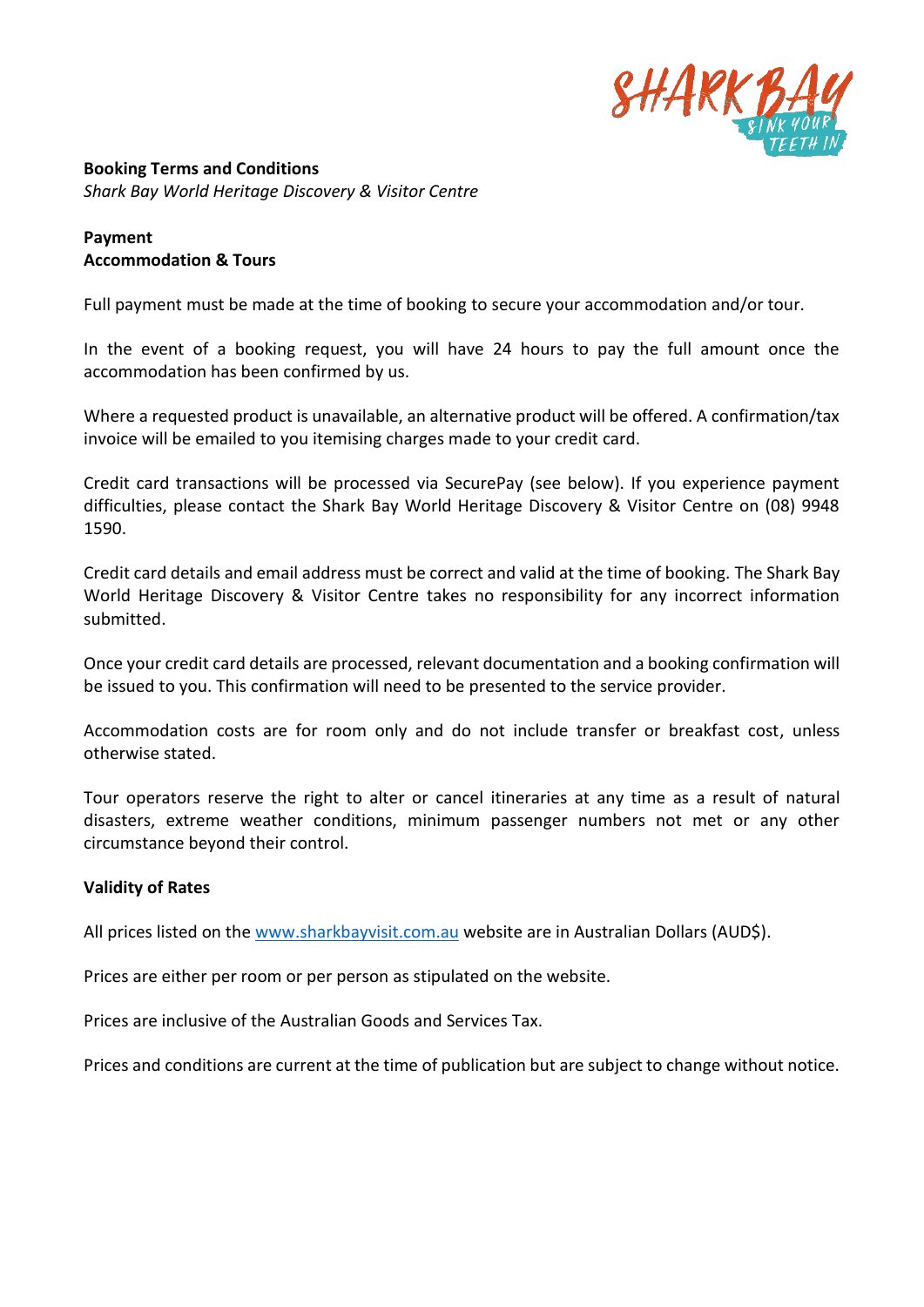**Booking Terms and Conditions**

*Shark Bay World Heritage Discovery & Visitor Centre*

**Payment**

**Accommodation & Tours**

Full payment must be made at the time of booking to secure your accommodation and/or tour.

In the event of a booking request, you will have 24 hours to pay the full amount once the accommodation has been confirmed by us.

Where a requested product is unavailable, an alternative product will be offered. A confirmation/tax invoice will be emailed to you itemising charges made to your credit card.

Credit card transactions will be processed via SecurePay (see below). If you experience payment difficulties, please contact the Shark Bay World Heritage Discovery & Visitor Centre on (08) 9948 1590.

Credit card details and email address must be correct and valid at the time of booking. The Shark Bay World Heritage Discovery & Visitor Centre takes no responsibility for any incorrect information submitted.

Once your credit card details are processed, relevant documentation and a booking confirmation will be issued to you. This confirmation will need to be presented to the service provider.

Accommodation costs are for room only and do not include transfer or breakfast cost, unless otherwise stated.

Tour operators reserve the right to alter or cancel itineraries at any time as a result of natural disasters, extreme weather conditions, minimum passenger numbers not met or any other circumstance beyond their control.

**Validity of Rates**

All prices listed on the [www.sharkbayvisit.com.au](http://www.sharkbayvisit.com.au) website are in Australian Dollars (AUD$).

Prices are either per room or per person as stipulated on the website.

Prices are inclusive of the Australian Goods and Services Tax.

Prices and conditions are current at the time of publication but are subject to change without notice.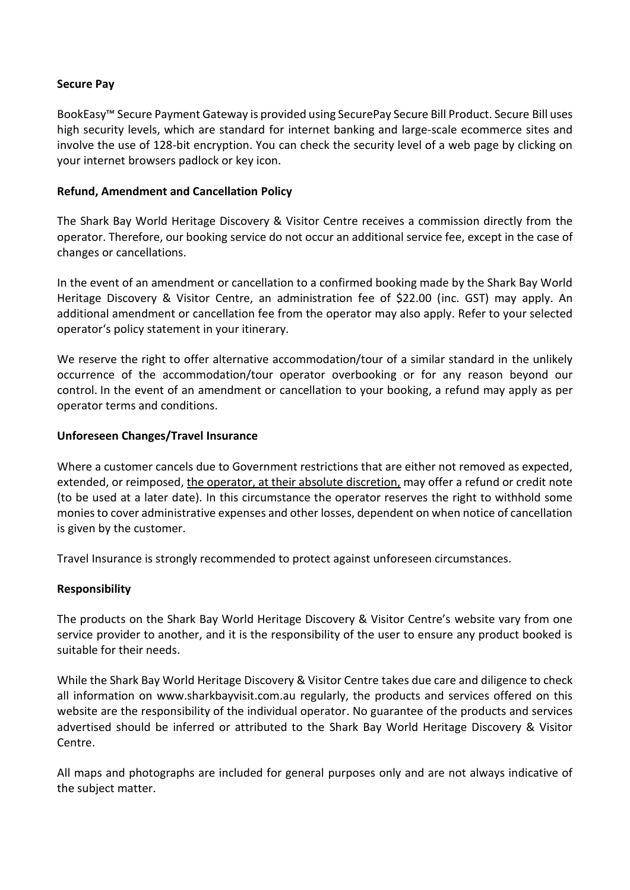**Secure Pay**

BookEasy™ Secure Payment Gateway is provided using SecurePay Secure Bill Product. Secure Bill uses high security levels, which are standard for internet banking and large-scale ecommerce sites and involve the use of 128-bit encryption. You can check the security level of a web page by clicking on your internet browsers padlock or key icon.

**Refund, Amendment and Cancellation Policy**

The Shark Bay World Heritage Discovery & Visitor Centre receives a commission directly from the operator. Therefore, our booking service do not occur an additional service fee, except in the case of changes or cancellations.

In the event of an amendment or cancellation to a confirmed booking made by the Shark Bay World Heritage Discovery & Visitor Centre, an administration fee of $22.00 (inc. GST) may apply. An additional amendment or cancellation fee from the operator may also apply. Refer to your selected operator's policy statement in your itinerary.

We reserve the right to offer alternative accommodation/tour of a similar standard in the unlikely occurrence of the accommodation/tour operator overbooking or for any reason beyond our control. In the event of an amendment or cancellation to your booking, a refund may apply as per operator terms and conditions.

**Unforeseen Changes/Travel Insurance**

Where a customer cancels due to Government restrictions that are either not removed as expected, extended, or reimposed, the operator, at their absolute discretion, may offer a refund or credit note (to be used at a later date). In this circumstance the operator reserves the right to withhold some monies to cover administrative expenses and other losses, dependent on when notice of cancellation is given by the customer.

Travel Insurance is strongly recommended to protect against unforeseen circumstances.

**Responsibility**

The products on the Shark Bay World Heritage Discovery & Visitor Centre's website vary from one service provider to another, and it is the responsibility of the user to ensure any product booked is suitable for their needs.

While the Shark Bay World Heritage Discovery & Visitor Centre takes due care and diligence to check all information on www.sharkbayvisit.com.au regularly, the products and services offered on this website are the responsibility of the individual operator. No guarantee of the products and services advertised should be inferred or attributed to the Shark Bay World Heritage Discovery & Visitor Centre.

All maps and photographs are included for general purposes only and are not always indicative of the subject matter.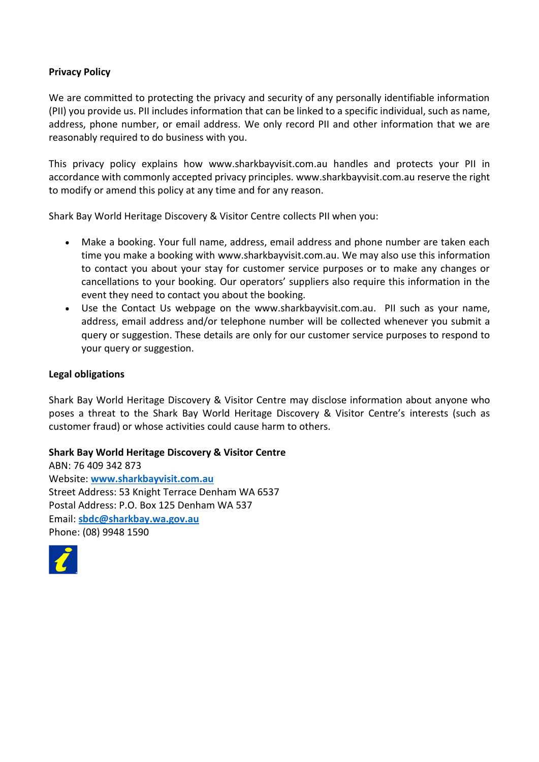**Privacy Policy**

We are committed to protecting the privacy and security of any personally identifiable information (PII) you provide us. PII includes information that can be linked to a specific individual, such as name, address, phone number, or email address. We only record PII and other information that we are reasonably required to do business with you.

This privacy policy explains how www.sharkbayvisit.com.au handles and protects your PII in accordance with commonly accepted privacy principles. www.sharkbayvisit.com.au reserve the right to modify or amend this policy at any time and for any reason.

Shark Bay World Heritage Discovery & Visitor Centre collects PII when you:

- Make a booking. Your full name, address, email address and phone number are taken each time you make a booking with www.sharkbayvisit.com.au. We may also use this information to contact you about your stay for customer service purposes or to make any changes or cancellations to your booking. Our operators' suppliers also require this information in the event they need to contact you about the booking.
- Use the Contact Us webpage on the www.sharkbayvisit.com.au. PII such as your name, address, email address and/or telephone number will be collected whenever you submit a query or suggestion. These details are only for our customer service purposes to respond to your query or suggestion.

**Legal obligations**

Shark Bay World Heritage Discovery & Visitor Centre may disclose information about anyone who poses a threat to the Shark Bay World Heritage Discovery & Visitor Centre's interests (such as customer fraud) or whose activities could cause harm to others.

**Shark Bay World Heritage Discovery & Visitor Centre**
ABN: 76 409 342 873
Website: [www.sharkbayvisit.com.au](http://www.sharkbayvisit.com.au)
Street Address: 53 Knight Terrace Denham WA 6537
Postal Address: P.O. Box 125 Denham WA 537
Email: [sbdc@sharkbay.wa.gov.au](mailto:sbdc@sharkbay.wa.gov.au)
Phone: (08) 9948 1590